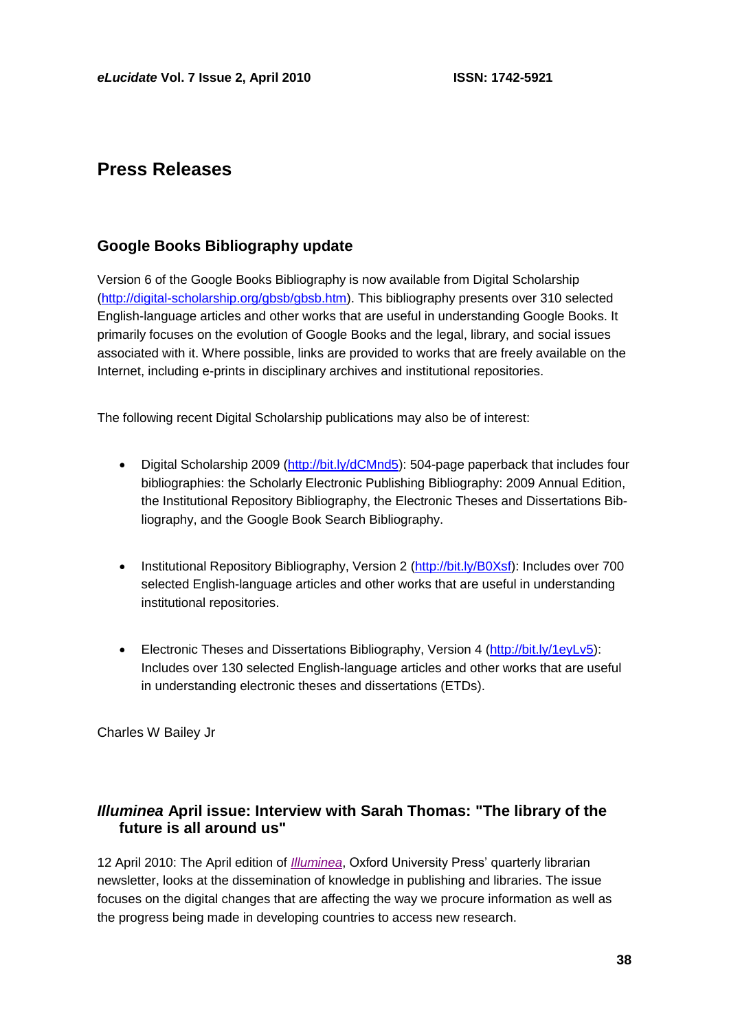# Press Releases

## Google Books Bibliography update

Version 6 of the Google Books Bibliography is now available from Digital Scholarship (http://digital-scholarship.org/gbsb/gbsb.htm). This bibliography presents over 310 selected English-language articles and other works that are useful in understanding Google Books. It primarily focuses on the evolution of Google Books and the legal, library, and social issues associated with it. Where possible, links are provided to works that are freely available on the Internet, including e-prints in disciplinary archives and institutional repositories.

The following recent Digital Scholarship publications may also be of interest:

- Digital Scholarship 2009 (http://bit.ly/dCMnd5): 504-page paperback that includes four bibliographies: the Scholarly Electronic Publishing Bibliography: 2009 Annual Edition, the Institutional Repository Bibliography, the Electronic Theses and Dissertations Bibliography, and the Google Book Search Bibliography.

- Institutional Repository Bibliography, Version 2 (http://bit.ly/B0Xsf): Includes over 700 selected English-language articles and other works that are useful in understanding institutional repositories.

- Electronic Theses and Dissertations Bibliography, Version 4 (http://bit.ly/1eyLv5): Includes over 130 selected English-language articles and other works that are useful in understanding electronic theses and dissertations (ETDs).

Charles W Bailey Jr

## *Illuminea* April issue: Interview with Sarah Thomas: "The library of the future is all around us"

12 April 2010: The April edition of *Illuminea*, Oxford University Press' quarterly librarian newsletter, looks at the dissemination of knowledge in publishing and libraries. The issue focuses on the digital changes that are affecting the way we procure information as well as the progress being made in developing countries to access new research.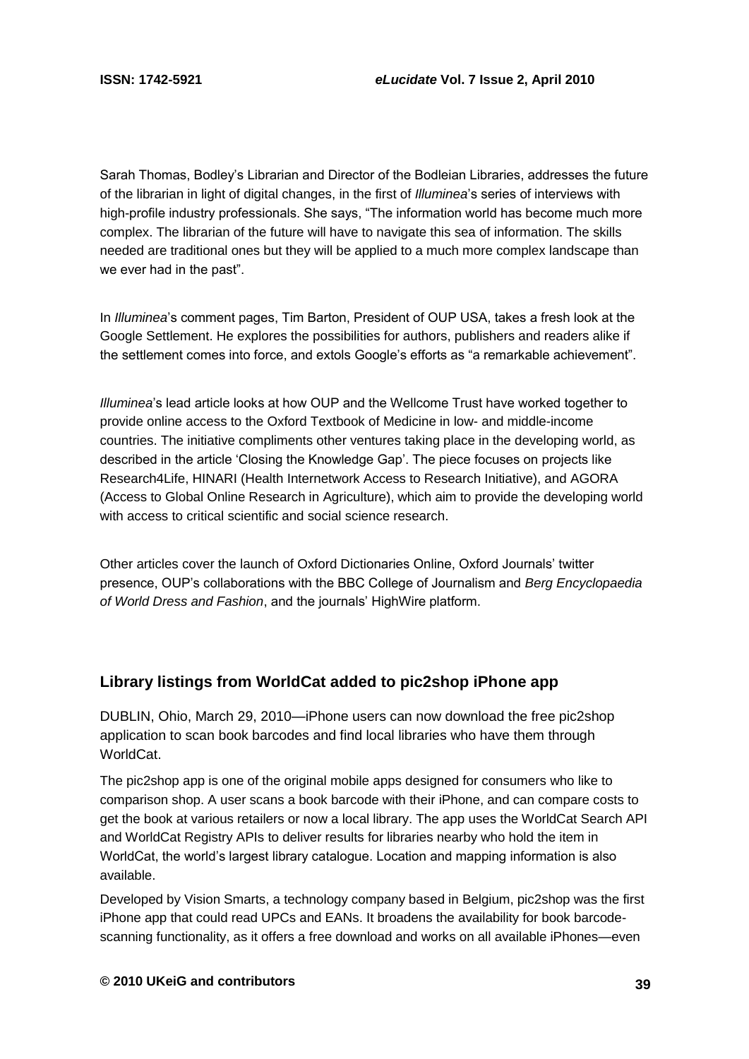Sarah Thomas, Bodley's Librarian and Director of the Bodleian Libraries, addresses the future of the librarian in light of digital changes, in the first of *Illuminea*'s series of interviews with high-profile industry professionals. She says, "The information world has become much more complex. The librarian of the future will have to navigate this sea of information. The skills needed are traditional ones but they will be applied to a much more complex landscape than we ever had in the past".

In *Illuminea*'s comment pages, Tim Barton, President of OUP USA, takes a fresh look at the Google Settlement. He explores the possibilities for authors, publishers and readers alike if the settlement comes into force, and extols Google's efforts as "a remarkable achievement".

*Illuminea*'s lead article looks at how OUP and the Wellcome Trust have worked together to provide online access to the Oxford Textbook of Medicine in low- and middle-income countries. The initiative compliments other ventures taking place in the developing world, as described in the article 'Closing the Knowledge Gap'. The piece focuses on projects like Research4Life, HINARI (Health Internetwork Access to Research Initiative), and AGORA (Access to Global Online Research in Agriculture), which aim to provide the developing world with access to critical scientific and social science research.

Other articles cover the launch of Oxford Dictionaries Online, Oxford Journals' twitter presence, OUP's collaborations with the BBC College of Journalism and *Berg Encyclopaedia of World Dress and Fashion*, and the journals' HighWire platform.

## Library listings from WorldCat added to pic2shop iPhone app

DUBLIN, Ohio, March 29, 2010—iPhone users can now download the free pic2shop application to scan book barcodes and find local libraries who have them through WorldCat.

The pic2shop app is one of the original mobile apps designed for consumers who like to comparison shop. A user scans a book barcode with their iPhone, and can compare costs to get the book at various retailers or now a local library. The app uses the WorldCat Search API and WorldCat Registry APIs to deliver results for libraries nearby who hold the item in WorldCat, the world's largest library catalogue. Location and mapping information is also available.

Developed by Vision Smarts, a technology company based in Belgium, pic2shop was the first iPhone app that could read UPCs and EANs. It broadens the availability for book barcode-scanning functionality, as it offers a free download and works on all available iPhones—even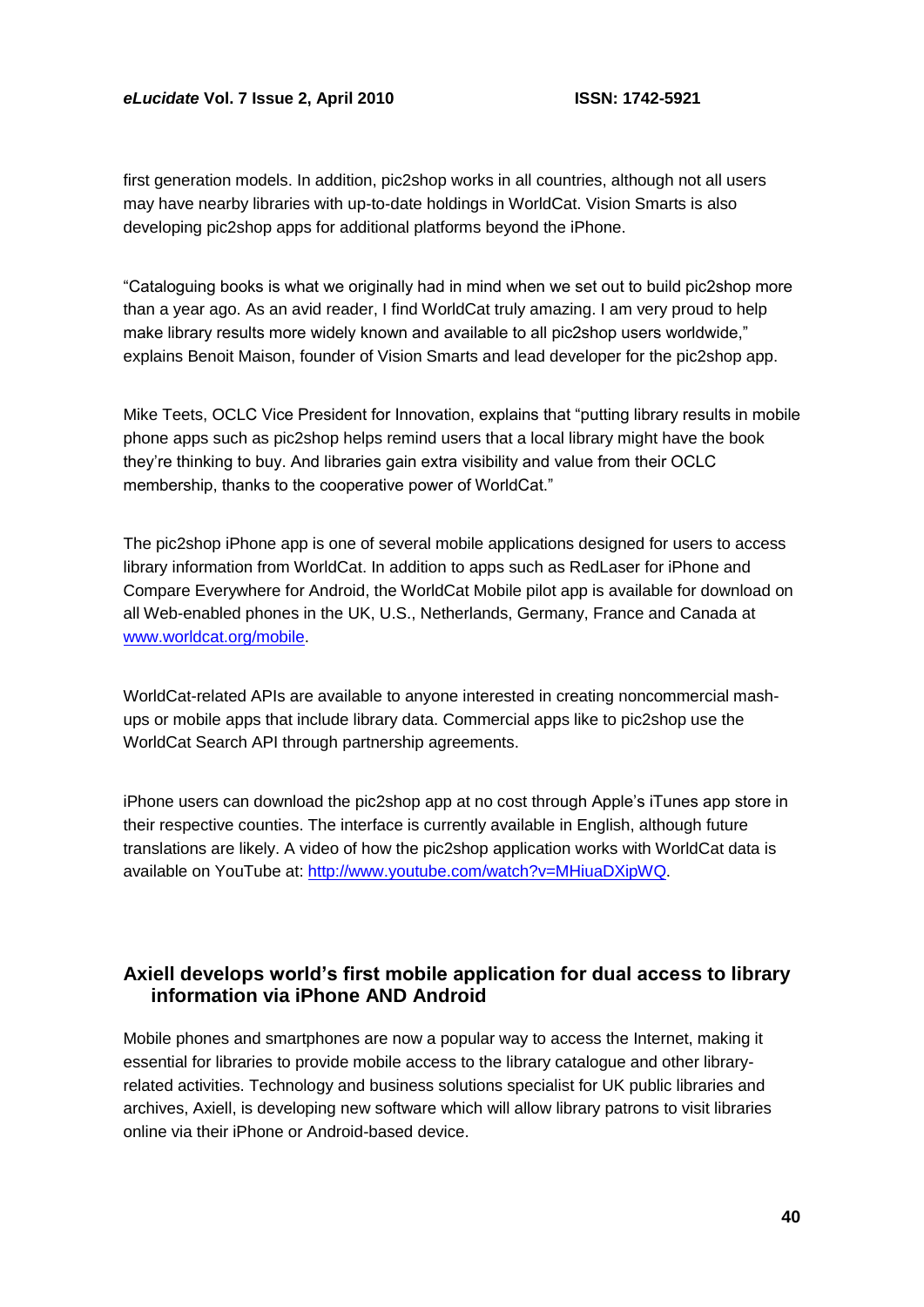first generation models. In addition, pic2shop works in all countries, although not all users may have nearby libraries with up-to-date holdings in WorldCat. Vision Smarts is also developing pic2shop apps for additional platforms beyond the iPhone.

"Cataloguing books is what we originally had in mind when we set out to build pic2shop more than a year ago. As an avid reader, I find WorldCat truly amazing. I am very proud to help make library results more widely known and available to all pic2shop users worldwide," explains Benoit Maison, founder of Vision Smarts and lead developer for the pic2shop app.

Mike Teets, OCLC Vice President for Innovation, explains that "putting library results in mobile phone apps such as pic2shop helps remind users that a local library might have the book they're thinking to buy. And libraries gain extra visibility and value from their OCLC membership, thanks to the cooperative power of WorldCat."

The pic2shop iPhone app is one of several mobile applications designed for users to access library information from WorldCat. In addition to apps such as RedLaser for iPhone and Compare Everywhere for Android, the WorldCat Mobile pilot app is available for download on all Web-enabled phones in the UK, U.S., Netherlands, Germany, France and Canada at [www.worldcat.org/mobile](www.worldcat.org/mobile).

WorldCat-related APIs are available to anyone interested in creating noncommercial mash-ups or mobile apps that include library data. Commercial apps like to pic2shop use the WorldCat Search API through partnership agreements.

iPhone users can download the pic2shop app at no cost through Apple's iTunes app store in their respective counties. The interface is currently available in English, although future translations are likely. A video of how the pic2shop application works with WorldCat data is available on YouTube at: [http://www.youtube.com/watch?v=MHiuaDXipWQ](http://www.youtube.com/watch?v=MHiuaDXipWQ).

## Axiell develops world's first mobile application for dual access to library information via iPhone AND Android

Mobile phones and smartphones are now a popular way to access the Internet, making it essential for libraries to provide mobile access to the library catalogue and other library-related activities. Technology and business solutions specialist for UK public libraries and archives, Axiell, is developing new software which will allow library patrons to visit libraries online via their iPhone or Android-based device.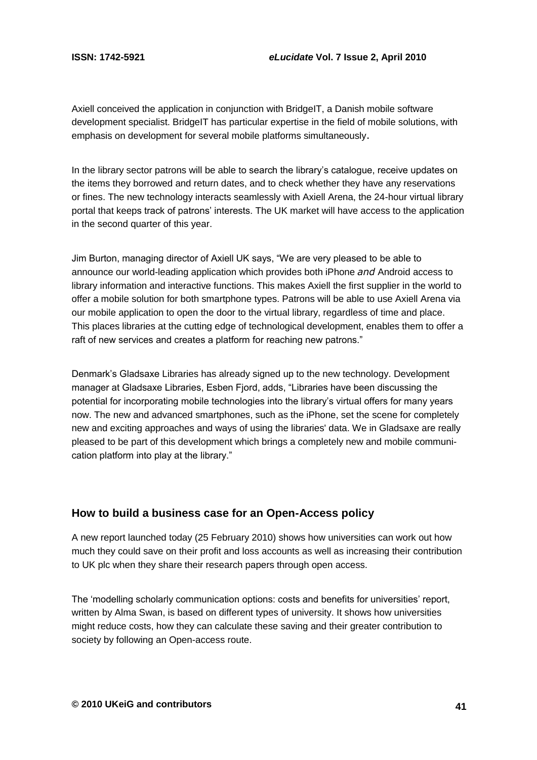Axiell conceived the application in conjunction with BridgeIT, a Danish mobile software development specialist. BridgeIT has particular expertise in the field of mobile solutions, with emphasis on development for several mobile platforms simultaneously.

In the library sector patrons will be able to search the library's catalogue, receive updates on the items they borrowed and return dates, and to check whether they have any reservations or fines. The new technology interacts seamlessly with Axiell Arena, the 24-hour virtual library portal that keeps track of patrons' interests. The UK market will have access to the application in the second quarter of this year.

Jim Burton, managing director of Axiell UK says, "We are very pleased to be able to announce our world-leading application which provides both iPhone *and* Android access to library information and interactive functions. This makes Axiell the first supplier in the world to offer a mobile solution for both smartphone types. Patrons will be able to use Axiell Arena via our mobile application to open the door to the virtual library, regardless of time and place. This places libraries at the cutting edge of technological development, enables them to offer a raft of new services and creates a platform for reaching new patrons."

Denmark's Gladsaxe Libraries has already signed up to the new technology. Development manager at Gladsaxe Libraries, Esben Fjord, adds, "Libraries have been discussing the potential for incorporating mobile technologies into the library's virtual offers for many years now. The new and advanced smartphones, such as the iPhone, set the scene for completely new and exciting approaches and ways of using the libraries' data. We in Gladsaxe are really pleased to be part of this development which brings a completely new and mobile communication platform into play at the library."

## How to build a business case for an Open-Access policy

A new report launched today (25 February 2010) shows how universities can work out how much they could save on their profit and loss accounts as well as increasing their contribution to UK plc when they share their research papers through open access.

The 'modelling scholarly communication options: costs and benefits for universities' report, written by Alma Swan, is based on different types of university. It shows how universities might reduce costs, how they can calculate these saving and their greater contribution to society by following an Open-access route.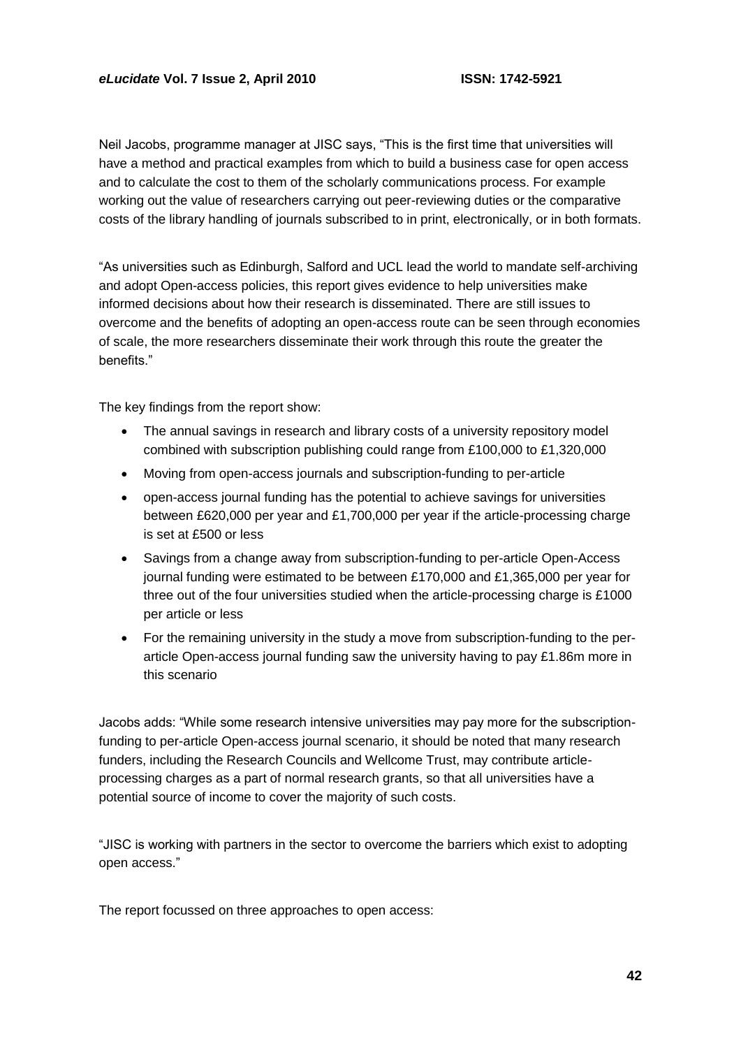Neil Jacobs, programme manager at JISC says, "This is the first time that universities will have a method and practical examples from which to build a business case for open access and to calculate the cost to them of the scholarly communications process. For example working out the value of researchers carrying out peer-reviewing duties or the comparative costs of the library handling of journals subscribed to in print, electronically, or in both formats.

"As universities such as Edinburgh, Salford and UCL lead the world to mandate self-archiving and adopt Open-access policies, this report gives evidence to help universities make informed decisions about how their research is disseminated. There are still issues to overcome and the benefits of adopting an open-access route can be seen through economies of scale, the more researchers disseminate their work through this route the greater the benefits."

The key findings from the report show:

- The annual savings in research and library costs of a university repository model combined with subscription publishing could range from £100,000 to £1,320,000
- Moving from open-access journals and subscription-funding to per-article
- open-access journal funding has the potential to achieve savings for universities between £620,000 per year and £1,700,000 per year if the article-processing charge is set at £500 or less
- Savings from a change away from subscription-funding to per-article Open-Access journal funding were estimated to be between £170,000 and £1,365,000 per year for three out of the four universities studied when the article-processing charge is £1000 per article or less
- For the remaining university in the study a move from subscription-funding to the per-article Open-access journal funding saw the university having to pay £1.86m more in this scenario

Jacobs adds: "While some research intensive universities may pay more for the subscription-funding to per-article Open-access journal scenario, it should be noted that many research funders, including the Research Councils and Wellcome Trust, may contribute article-processing charges as a part of normal research grants, so that all universities have a potential source of income to cover the majority of such costs.

"JISC is working with partners in the sector to overcome the barriers which exist to adopting open access."

The report focussed on three approaches to open access: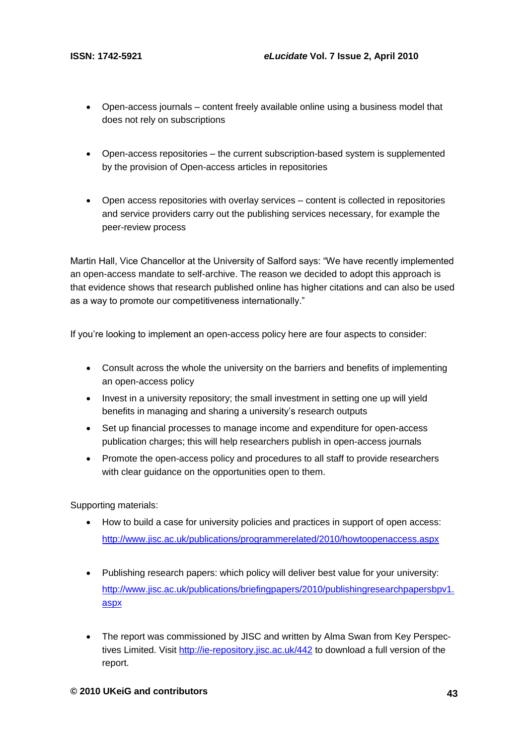- Open-access journals – content freely available online using a business model that does not rely on subscriptions

- Open-access repositories – the current subscription-based system is supplemented by the provision of Open-access articles in repositories

- Open access repositories with overlay services – content is collected in repositories and service providers carry out the publishing services necessary, for example the peer-review process

Martin Hall, Vice Chancellor at the University of Salford says: "We have recently implemented an open-access mandate to self-archive. The reason we decided to adopt this approach is that evidence shows that research published online has higher citations and can also be used as a way to promote our competitiveness internationally."

If you're looking to implement an open-access policy here are four aspects to consider:

- Consult across the whole the university on the barriers and benefits of implementing an open-access policy
- Invest in a university repository; the small investment in setting one up will yield benefits in managing and sharing a university's research outputs
- Set up financial processes to manage income and expenditure for open-access publication charges; this will help researchers publish in open-access journals
- Promote the open-access policy and procedures to all staff to provide researchers with clear guidance on the opportunities open to them.

Supporting materials:

- How to build a case for university policies and practices in support of open access: [http://www.jisc.ac.uk/publications/programmerelated/2010/howtoopenaccess.aspx](http://www.jisc.ac.uk/publications/programmerelated/2010/howtoopenaccess.aspx)

- Publishing research papers: which policy will deliver best value for your university: [http://www.jisc.ac.uk/publications/briefingpapers/2010/publishingresearchpapersbpv1.aspx](http://www.jisc.ac.uk/publications/briefingpapers/2010/publishingresearchpapersbpv1.aspx)

- The report was commissioned by JISC and written by Alma Swan from Key Perspectives Limited. Visit [http://ie-repository.jisc.ac.uk/442](http://ie-repository.jisc.ac.uk/442) to download a full version of the report.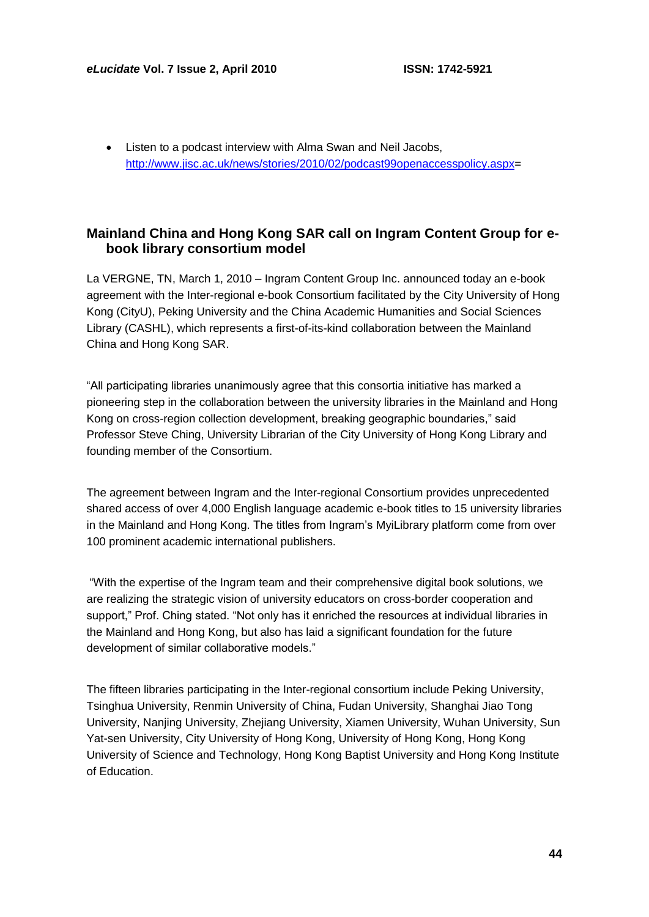- Listen to a podcast interview with Alma Swan and Neil Jacobs, http://www.jisc.ac.uk/news/stories/2010/02/podcast99openaccesspolicy.aspx=

## Mainland China and Hong Kong SAR call on Ingram Content Group for e-book library consortium model

La VERGNE, TN, March 1, 2010 – Ingram Content Group Inc. announced today an e-book agreement with the Inter-regional e-book Consortium facilitated by the City University of Hong Kong (CityU), Peking University and the China Academic Humanities and Social Sciences Library (CASHL), which represents a first-of-its-kind collaboration between the Mainland China and Hong Kong SAR.

"All participating libraries unanimously agree that this consortia initiative has marked a pioneering step in the collaboration between the university libraries in the Mainland and Hong Kong on cross-region collection development, breaking geographic boundaries," said Professor Steve Ching, University Librarian of the City University of Hong Kong Library and founding member of the Consortium.

The agreement between Ingram and the Inter-regional Consortium provides unprecedented shared access of over 4,000 English language academic e-book titles to 15 university libraries in the Mainland and Hong Kong. The titles from Ingram's MyiLibrary platform come from over 100 prominent academic international publishers.

"With the expertise of the Ingram team and their comprehensive digital book solutions, we are realizing the strategic vision of university educators on cross-border cooperation and support," Prof. Ching stated. "Not only has it enriched the resources at individual libraries in the Mainland and Hong Kong, but also has laid a significant foundation for the future development of similar collaborative models."

The fifteen libraries participating in the Inter-regional consortium include Peking University, Tsinghua University, Renmin University of China, Fudan University, Shanghai Jiao Tong University, Nanjing University, Zhejiang University, Xiamen University, Wuhan University, Sun Yat-sen University, City University of Hong Kong, University of Hong Kong, Hong Kong University of Science and Technology, Hong Kong Baptist University and Hong Kong Institute of Education.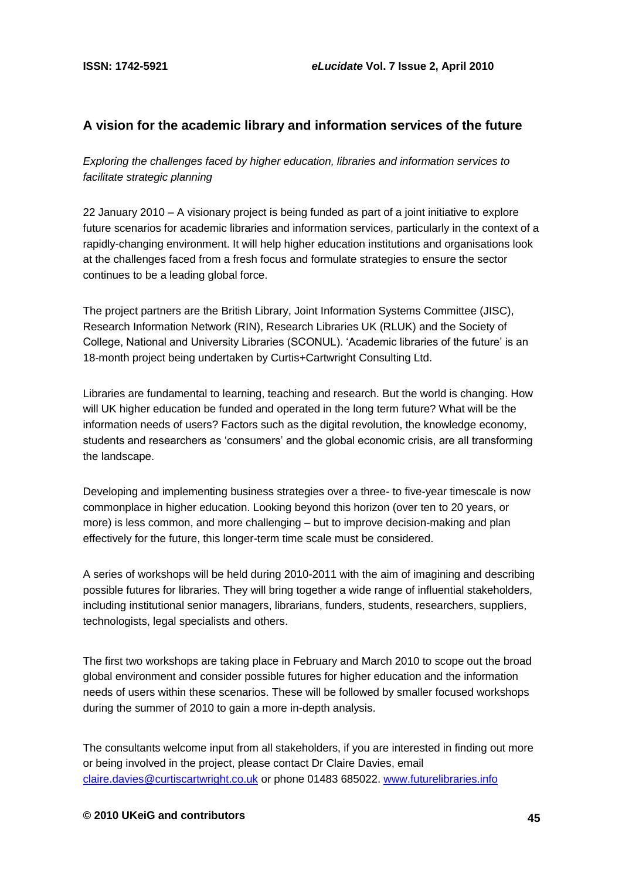## A vision for the academic library and information services of the future

*Exploring the challenges faced by higher education, libraries and information services to facilitate strategic planning*

22 January 2010 – A visionary project is being funded as part of a joint initiative to explore future scenarios for academic libraries and information services, particularly in the context of a rapidly-changing environment. It will help higher education institutions and organisations look at the challenges faced from a fresh focus and formulate strategies to ensure the sector continues to be a leading global force.

The project partners are the British Library, Joint Information Systems Committee (JISC), Research Information Network (RIN), Research Libraries UK (RLUK) and the Society of College, National and University Libraries (SCONUL). 'Academic libraries of the future' is an 18-month project being undertaken by Curtis+Cartwright Consulting Ltd.

Libraries are fundamental to learning, teaching and research. But the world is changing. How will UK higher education be funded and operated in the long term future? What will be the information needs of users? Factors such as the digital revolution, the knowledge economy, students and researchers as 'consumers' and the global economic crisis, are all transforming the landscape.

Developing and implementing business strategies over a three- to five-year timescale is now commonplace in higher education. Looking beyond this horizon (over ten to 20 years, or more) is less common, and more challenging – but to improve decision-making and plan effectively for the future, this longer-term time scale must be considered.

A series of workshops will be held during 2010-2011 with the aim of imagining and describing possible futures for libraries. They will bring together a wide range of influential stakeholders, including institutional senior managers, librarians, funders, students, researchers, suppliers, technologists, legal specialists and others.

The first two workshops are taking place in February and March 2010 to scope out the broad global environment and consider possible futures for higher education and the information needs of users within these scenarios. These will be followed by smaller focused workshops during the summer of 2010 to gain a more in-depth analysis.

The consultants welcome input from all stakeholders, if you are interested in finding out more or being involved in the project, please contact Dr Claire Davies, email claire.davies@curtiscartwright.co.uk or phone 01483 685022. www.futurelibraries.info

**© 2010 UKeiG and contributors**